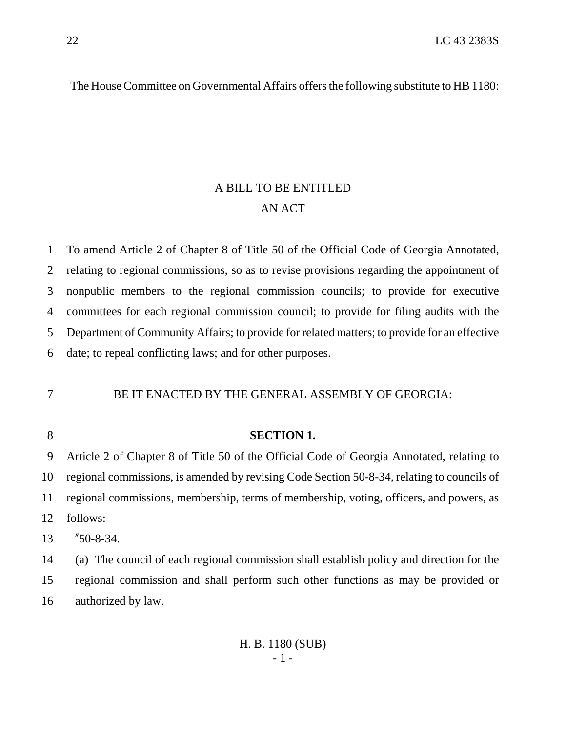The House Committee on Governmental Affairs offers the following substitute to HB 1180:

A BILL TO BE ENTITLED
AN ACT

To amend Article 2 of Chapter 8 of Title 50 of the Official Code of Georgia Annotated, relating to regional commissions, so as to revise provisions regarding the appointment of nonpublic members to the regional commission councils; to provide for executive committees for each regional commission council; to provide for filing audits with the Department of Community Affairs; to provide for related matters; to provide for an effective date; to repeal conflicting laws; and for other purposes.

BE IT ENACTED BY THE GENERAL ASSEMBLY OF GEORGIA:

**SECTION 1.**

Article 2 of Chapter 8 of Title 50 of the Official Code of Georgia Annotated, relating to regional commissions, is amended by revising Code Section 50-8-34, relating to councils of regional commissions, membership, terms of membership, voting, officers, and powers, as follows:

"50-8-34.

(a) The council of each regional commission shall establish policy and direction for the regional commission and shall perform such other functions as may be provided or authorized by law.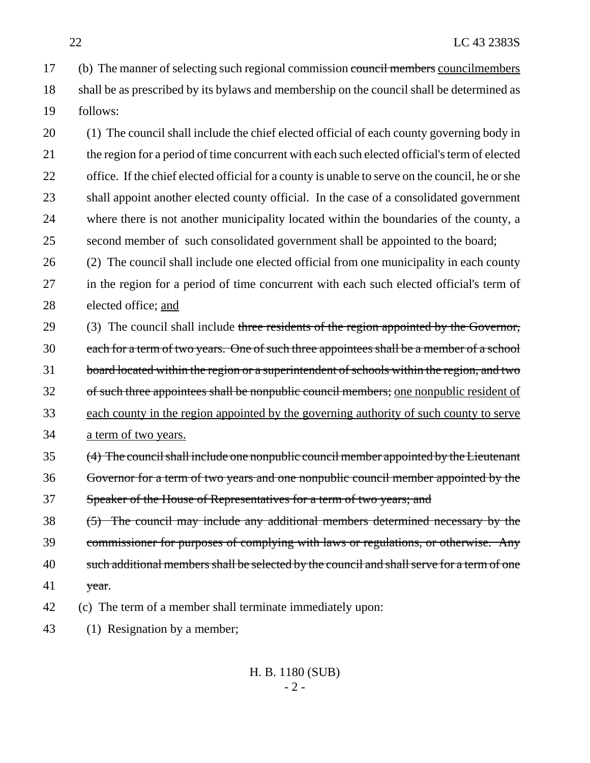(b) The manner of selecting such regional commission ~~council members~~ <u>councilmembers</u> shall be as prescribed by its bylaws and membership on the council shall be determined as follows:

(1) The council shall include the chief elected official of each county governing body in the region for a period of time concurrent with each such elected official's term of elected office. If the chief elected official for a county is unable to serve on the council, he or she shall appoint another elected county official. In the case of a consolidated government where there is not another municipality located within the boundaries of the county, a second member of such consolidated government shall be appointed to the board;

(2) The council shall include one elected official from one municipality in each county in the region for a period of time concurrent with each such elected official's term of elected office; <u>and</u>

(3) The council shall include ~~three residents of the region appointed by the Governor, each for a term of two years. One of such three appointees shall be a member of a school board located within the region or a superintendent of schools within the region, and two of such three appointees shall be nonpublic council members;~~ <u>one nonpublic resident of each county in the region appointed by the governing authority of such county to serve a term of two years.</u>

~~(4) The council shall include one nonpublic council member appointed by the Lieutenant Governor for a term of two years and one nonpublic council member appointed by the Speaker of the House of Representatives for a term of two years; and~~

~~(5) The council may include any additional members determined necessary by the commissioner for purposes of complying with laws or regulations, or otherwise. Any such additional members shall be selected by the council and shall serve for a term of one year~~.

(c) The term of a member shall terminate immediately upon:

(1) Resignation by a member;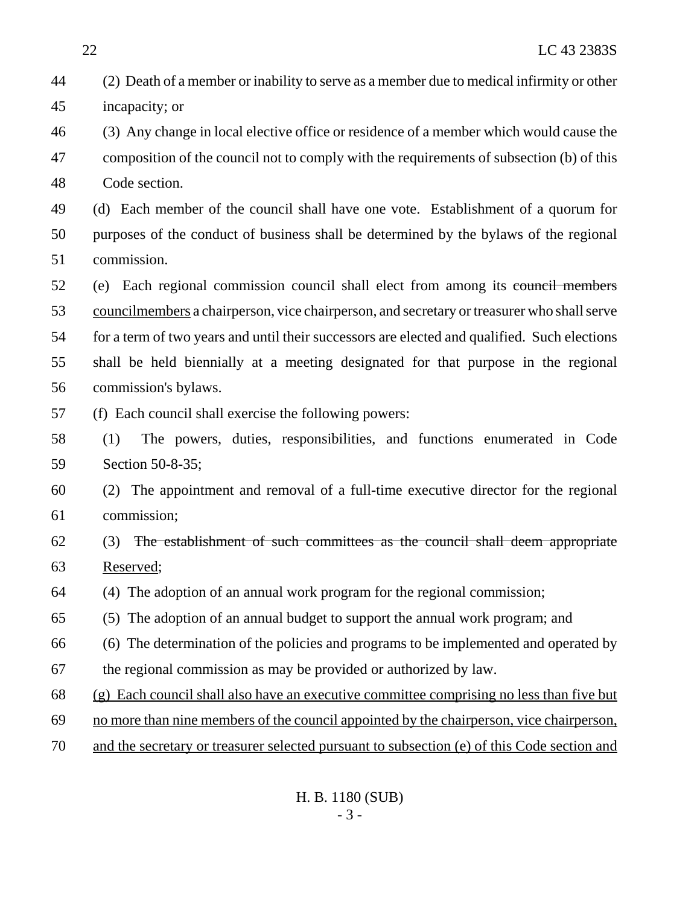(2) Death of a member or inability to serve as a member due to medical infirmity or other incapacity; or

(3) Any change in local elective office or residence of a member which would cause the composition of the council not to comply with the requirements of subsection (b) of this Code section.

(d) Each member of the council shall have one vote. Establishment of a quorum for purposes of the conduct of business shall be determined by the bylaws of the regional commission.

(e) Each regional commission council shall elect from among its ~~council members~~ <u>councilmembers</u> a chairperson, vice chairperson, and secretary or treasurer who shall serve for a term of two years and until their successors are elected and qualified. Such elections shall be held biennially at a meeting designated for that purpose in the regional commission's bylaws.

(f) Each council shall exercise the following powers:

(1) The powers, duties, responsibilities, and functions enumerated in Code Section 50-8-35;

(2) The appointment and removal of a full-time executive director for the regional commission;

(3) ~~The establishment of such committees as the council shall deem appropriate~~ <u>Reserved</u>;

(4) The adoption of an annual work program for the regional commission;

(5) The adoption of an annual budget to support the annual work program; and

(6) The determination of the policies and programs to be implemented and operated by the regional commission as may be provided or authorized by law.

<u>(g) Each council shall also have an executive committee comprising no less than five but no more than nine members of the council appointed by the chairperson, vice chairperson, and the secretary or treasurer selected pursuant to subsection (e) of this Code section and</u>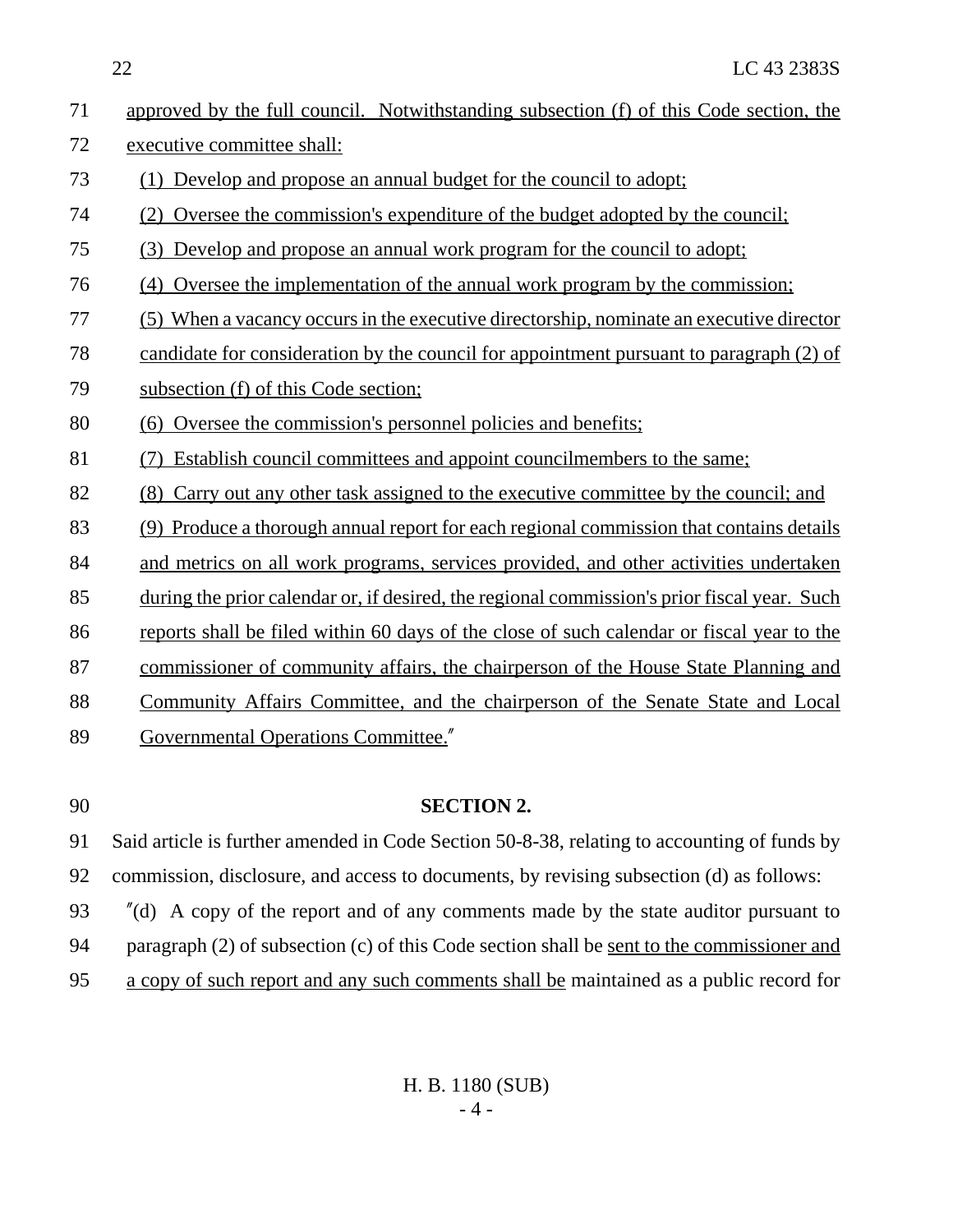approved by the full council. Notwithstanding subsection (f) of this Code section, the executive committee shall:

(1) Develop and propose an annual budget for the council to adopt;

(2) Oversee the commission's expenditure of the budget adopted by the council;

(3) Develop and propose an annual work program for the council to adopt;

(4) Oversee the implementation of the annual work program by the commission;

(5) When a vacancy occurs in the executive directorship, nominate an executive director candidate for consideration by the council for appointment pursuant to paragraph (2) of subsection (f) of this Code section;

(6) Oversee the commission's personnel policies and benefits;

(7) Establish council committees and appoint councilmembers to the same;

(8) Carry out any other task assigned to the executive committee by the council; and

(9) Produce a thorough annual report for each regional commission that contains details and metrics on all work programs, services provided, and other activities undertaken during the prior calendar or, if desired, the regional commission's prior fiscal year. Such reports shall be filed within 60 days of the close of such calendar or fiscal year to the commissioner of community affairs, the chairperson of the House State Planning and Community Affairs Committee, and the chairperson of the Senate State and Local Governmental Operations Committee."

**SECTION 2.**

Said article is further amended in Code Section 50-8-38, relating to accounting of funds by commission, disclosure, and access to documents, by revising subsection (d) as follows:

"(d) A copy of the report and of any comments made by the state auditor pursuant to paragraph (2) of subsection (c) of this Code section shall be sent to the commissioner and a copy of such report and any such comments shall be maintained as a public record for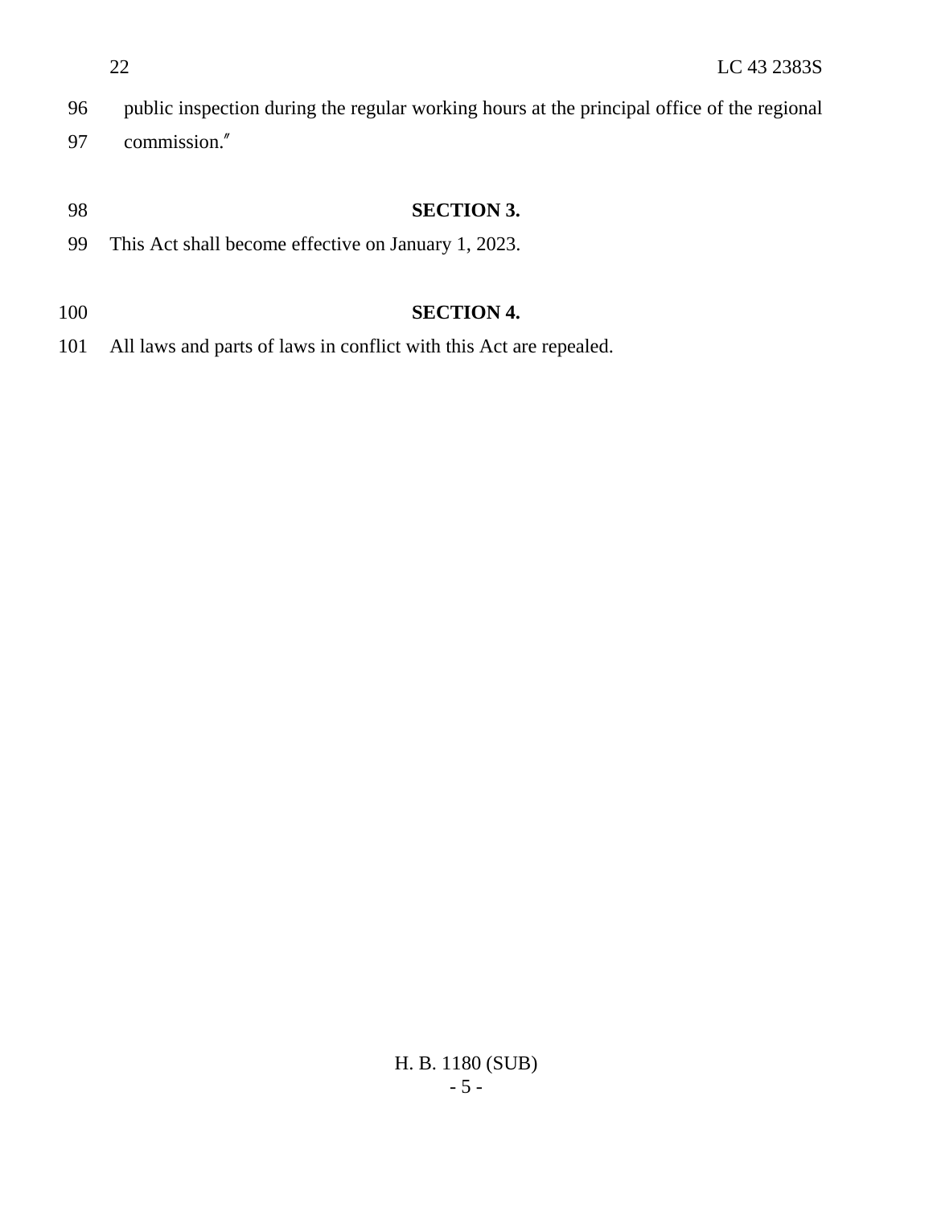public inspection during the regular working hours at the principal office of the regional commission.″

**SECTION 3.**

This Act shall become effective on January 1, 2023.

**SECTION 4.**

All laws and parts of laws in conflict with this Act are repealed.